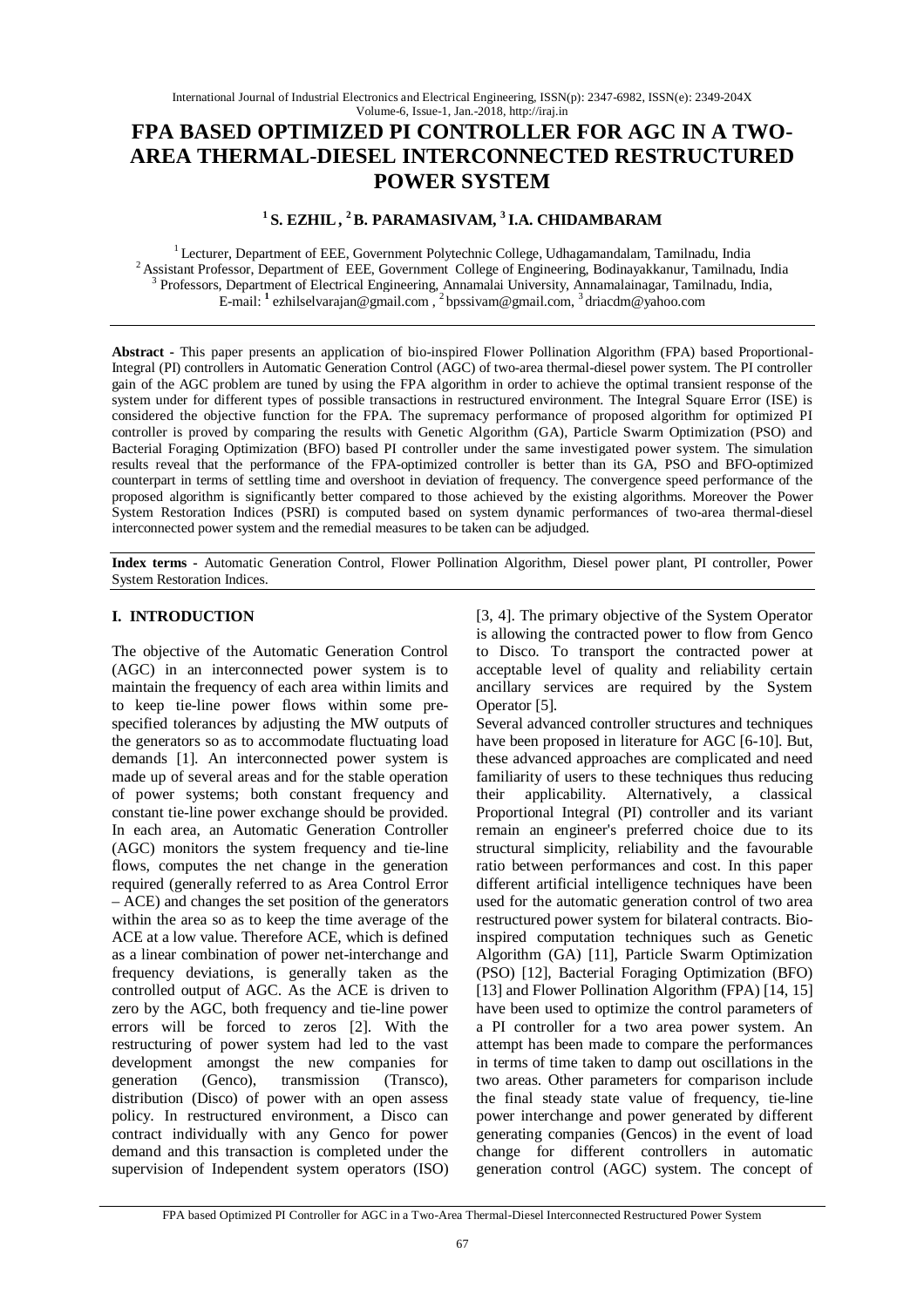# FPA BASED OPTIMIZED PI CONTROLLER FOR AGC IN A TWO-AREA THERMAL-DIESEL INTERCONNECTED RESTRUCTURED POWER SYSTEM

**[1] S. EZHIL, [2] B. PARAMASIVAM, [3] I.A. CHIDAMBARAM**

[1] Lecturer, Department of EEE, Government Polytechnic College, Udhagamandalam, Tamilnadu, India
[2] Assistant Professor, Department of EEE, Government College of Engineering, Bodinayakkanur, Tamilnadu, India
[3] Professors, Department of Electrical Engineering, Annamalai University, Annamalainagar, Tamilnadu, India,
E-mail: [1] ezhilselvarajan@gmail.com , [2] bpssivam@gmail.com, [3] driacdm@yahoo.com

**Abstract -** This paper presents an application of bio-inspired Flower Pollination Algorithm (FPA) based Proportional-Integral (PI) controllers in Automatic Generation Control (AGC) of two-area thermal-diesel power system. The PI controller gain of the AGC problem are tuned by using the FPA algorithm in order to achieve the optimal transient response of the system under for different types of possible transactions in restructured environment. The Integral Square Error (ISE) is considered the objective function for the FPA. The supremacy performance of proposed algorithm for optimized PI controller is proved by comparing the results with Genetic Algorithm (GA), Particle Swarm Optimization (PSO) and Bacterial Foraging Optimization (BFO) based PI controller under the same investigated power system. The simulation results reveal that the performance of the FPA-optimized controller is better than its GA, PSO and BFO-optimized counterpart in terms of settling time and overshoot in deviation of frequency. The convergence speed performance of the proposed algorithm is significantly better compared to those achieved by the existing algorithms. Moreover the Power System Restoration Indices (PSRI) is computed based on system dynamic performances of two-area thermal-diesel interconnected power system and the remedial measures to be taken can be adjudged.

**Index terms -** Automatic Generation Control, Flower Pollination Algorithm, Diesel power plant, PI controller, Power System Restoration Indices.

## I. INTRODUCTION

The objective of the Automatic Generation Control (AGC) in an interconnected power system is to maintain the frequency of each area within limits and to keep tie-line power flows within some pre-specified tolerances by adjusting the MW outputs of the generators so as to accommodate fluctuating load demands [1]. An interconnected power system is made up of several areas and for the stable operation of power systems; both constant frequency and constant tie-line power exchange should be provided. In each area, an Automatic Generation Controller (AGC) monitors the system frequency and tie-line flows, computes the net change in the generation required (generally referred to as Area Control Error – ACE) and changes the set position of the generators within the area so as to keep the time average of the ACE at a low value. Therefore ACE, which is defined as a linear combination of power net-interchange and frequency deviations, is generally taken as the controlled output of AGC. As the ACE is driven to zero by the AGC, both frequency and tie-line power errors will be forced to zeros [2]. With the restructuring of power system had led to the vast development amongst the new companies for generation (Genco), transmission (Transco), distribution (Disco) of power with an open assess policy. In restructured environment, a Disco can contract individually with any Genco for power demand and this transaction is completed under the supervision of Independent system operators (ISO) [3, 4]. The primary objective of the System Operator is allowing the contracted power to flow from Genco to Disco. To transport the contracted power at acceptable level of quality and reliability certain ancillary services are required by the System Operator [5].

Several advanced controller structures and techniques have been proposed in literature for AGC [6-10]. But, these advanced approaches are complicated and need familiarity of users to these techniques thus reducing their applicability. Alternatively, a classical Proportional Integral (PI) controller and its variant remain an engineer's preferred choice due to its structural simplicity, reliability and the favourable ratio between performances and cost. In this paper different artificial intelligence techniques have been used for the automatic generation control of two area restructured power system for bilateral contracts. Bio-inspired computation techniques such as Genetic Algorithm (GA) [11], Particle Swarm Optimization (PSO) [12], Bacterial Foraging Optimization (BFO) [13] and Flower Pollination Algorithm (FPA) [14, 15] have been used to optimize the control parameters of a PI controller for a two area power system. An attempt has been made to compare the performances in terms of time taken to damp out oscillations in the two areas. Other parameters for comparison include the final steady state value of frequency, tie-line power interchange and power generated by different generating companies (Gencos) in the event of load change for different controllers in automatic generation control (AGC) system. The concept of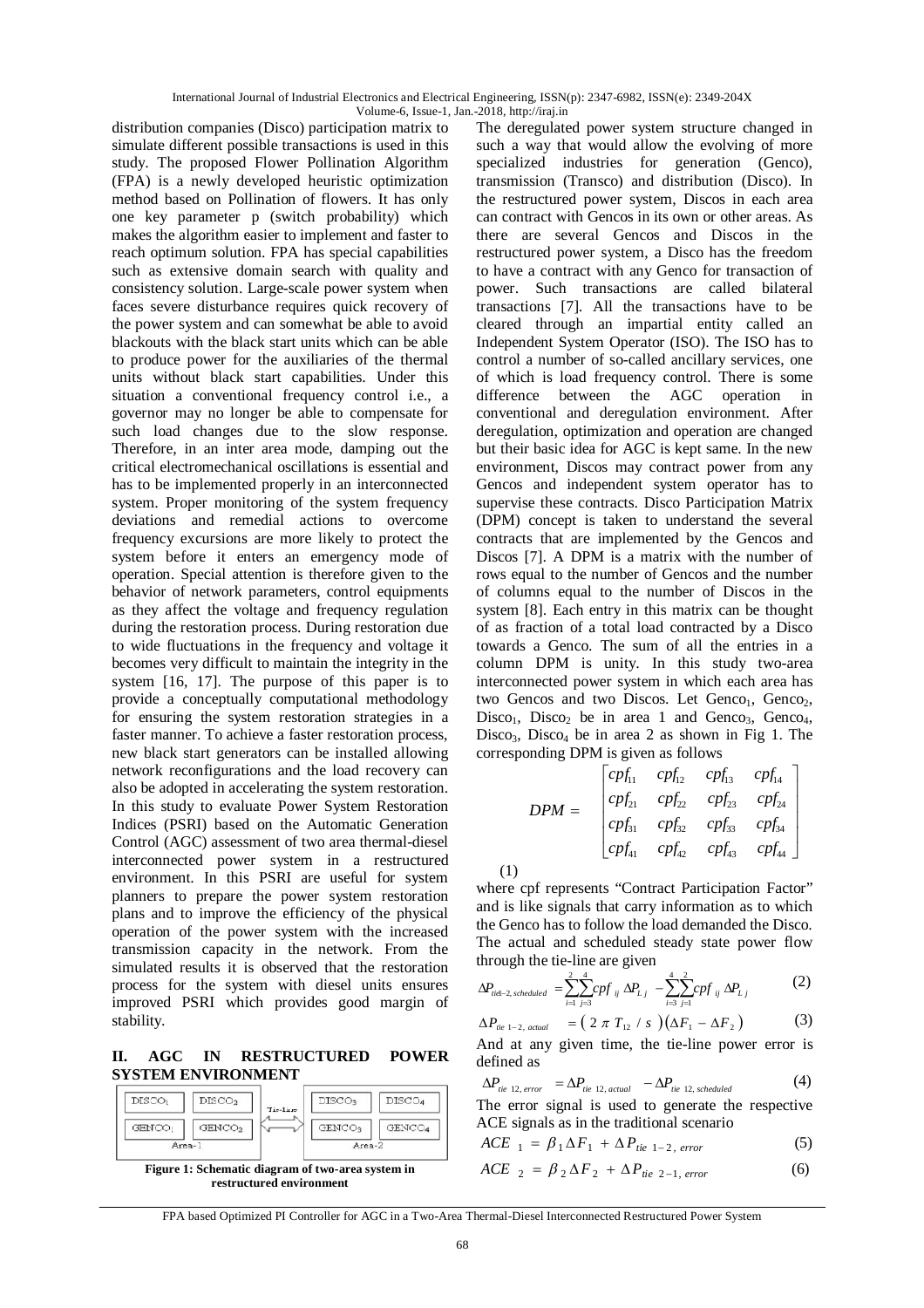distribution companies (Disco) participation matrix to simulate different possible transactions is used in this study. The proposed Flower Pollination Algorithm (FPA) is a newly developed heuristic optimization method based on Pollination of flowers. It has only one key parameter p (switch probability) which makes the algorithm easier to implement and faster to reach optimum solution. FPA has special capabilities such as extensive domain search with quality and consistency solution. Large-scale power system when faces severe disturbance requires quick recovery of the power system and can somewhat be able to avoid blackouts with the black start units which can be able to produce power for the auxiliaries of the thermal units without black start capabilities. Under this situation a conventional frequency control i.e., a governor may no longer be able to compensate for such load changes due to the slow response. Therefore, in an inter area mode, damping out the critical electromechanical oscillations is essential and has to be implemented properly in an interconnected system. Proper monitoring of the system frequency deviations and remedial actions to overcome frequency excursions are more likely to protect the system before it enters an emergency mode of operation. Special attention is therefore given to the behavior of network parameters, control equipments as they affect the voltage and frequency regulation during the restoration process. During restoration due to wide fluctuations in the frequency and voltage it becomes very difficult to maintain the integrity in the system [16, 17]. The purpose of this paper is to provide a conceptually computational methodology for ensuring the system restoration strategies in a faster manner. To achieve a faster restoration process, new black start generators can be installed allowing network reconfigurations and the load recovery can also be adopted in accelerating the system restoration. In this study to evaluate Power System Restoration Indices (PSRI) based on the Automatic Generation Control (AGC) assessment of two area thermal-diesel interconnected power system in a restructured environment. In this PSRI are useful for system planners to prepare the power system restoration plans and to improve the efficiency of the physical operation of the power system with the increased transmission capacity in the network. From the simulated results it is observed that the restoration process for the system with diesel units ensures improved PSRI which provides good margin of stability.

## II. AGC IN RESTRUCTURED POWER SYSTEM ENVIRONMENT

| DISCO1 | DISCO2 | | DISCO3 | DISCO4 |
|---|---|---|---|---|
| GENCO1 | GENCO2 | Tie-line ⟷ | GENCO3 | GENCO4 |
| Area-1 | | | Area-2 | |

**Figure 1: Schematic diagram of two-area system in restructured environment**

The deregulated power system structure changed in such a way that would allow the evolving of more specialized industries for generation (Genco), transmission (Transco) and distribution (Disco). In the restructured power system, Discos in each area can contract with Gencos in its own or other areas. As there are several Gencos and Discos in the restructured power system, a Disco has the freedom to have a contract with any Genco for transaction of power. Such transactions are called bilateral transactions [7]. All the transactions have to be cleared through an impartial entity called an Independent System Operator (ISO). The ISO has to control a number of so-called ancillary services, one of which is load frequency control. There is some difference between the AGC operation in conventional and deregulation environment. After deregulation, optimization and operation are changed but their basic idea for AGC is kept same. In the new environment, Discos may contract power from any Gencos and independent system operator has to supervise these contracts. Disco Participation Matrix (DPM) concept is taken to understand the several contracts that are implemented by the Gencos and Discos [7]. A DPM is a matrix with the number of rows equal to the number of Gencos and the number of columns equal to the number of Discos in the system [8]. Each entry in this matrix can be thought of as fraction of a total load contracted by a Disco towards a Genco. The sum of all the entries in a column DPM is unity. In this study two-area interconnected power system in which each area has two Gencos and two Discos. Let $Genco_1$, $Genco_2$, $Disco_1$, $Disco_2$ be in area 1 and $Genco_3$, $Genco_4$, $Disco_3$, $Disco_4$ be in area 2 as shown in Fig 1. The corresponding DPM is given as follows

$$DPM = \begin{bmatrix} cpf_{11} & cpf_{12} & cpf_{13} & cpf_{14} \\ cpf_{21} & cpf_{22} & cpf_{23} & cpf_{24} \\ cpf_{31} & cpf_{32} & cpf_{33} & cpf_{34} \\ cpf_{41} & cpf_{42} & cpf_{43} & cpf_{44} \end{bmatrix} \tag{1}$$

where cpf represents "Contract Participation Factor" and is like signals that carry information as to which the Genco has to follow the load demanded the Disco. The actual and scheduled steady state power flow through the tie-line are given

$$\Delta P_{tie1-2,\,scheduled} = \sum_{i=1}^{2}\sum_{j=3}^{4} cpf_{ij}\,\Delta P_{Lj} - \sum_{i=3}^{4}\sum_{j=1}^{2} cpf_{ij}\,\Delta P_{Lj} \tag{2}$$

$$\Delta P_{tie\,1-2,\,actual} = \left(2\pi T_{12}/s\right)\left(\Delta F_1 - \Delta F_2\right) \tag{3}$$

And at any given time, the tie-line power error is defined as

$$\Delta P_{tie\,12,\,error} = \Delta P_{tie\,12,\,actual} - \Delta P_{tie\,12,\,scheduled} \tag{4}$$

The error signal is used to generate the respective ACE signals as in the traditional scenario

$$ACE_1 = \beta_1 \Delta F_1 + \Delta P_{tie\,1-2,\,error} \tag{5}$$

$$ACE_2 = \beta_2 \Delta F_2 + \Delta P_{tie\,2-1,\,error} \tag{6}$$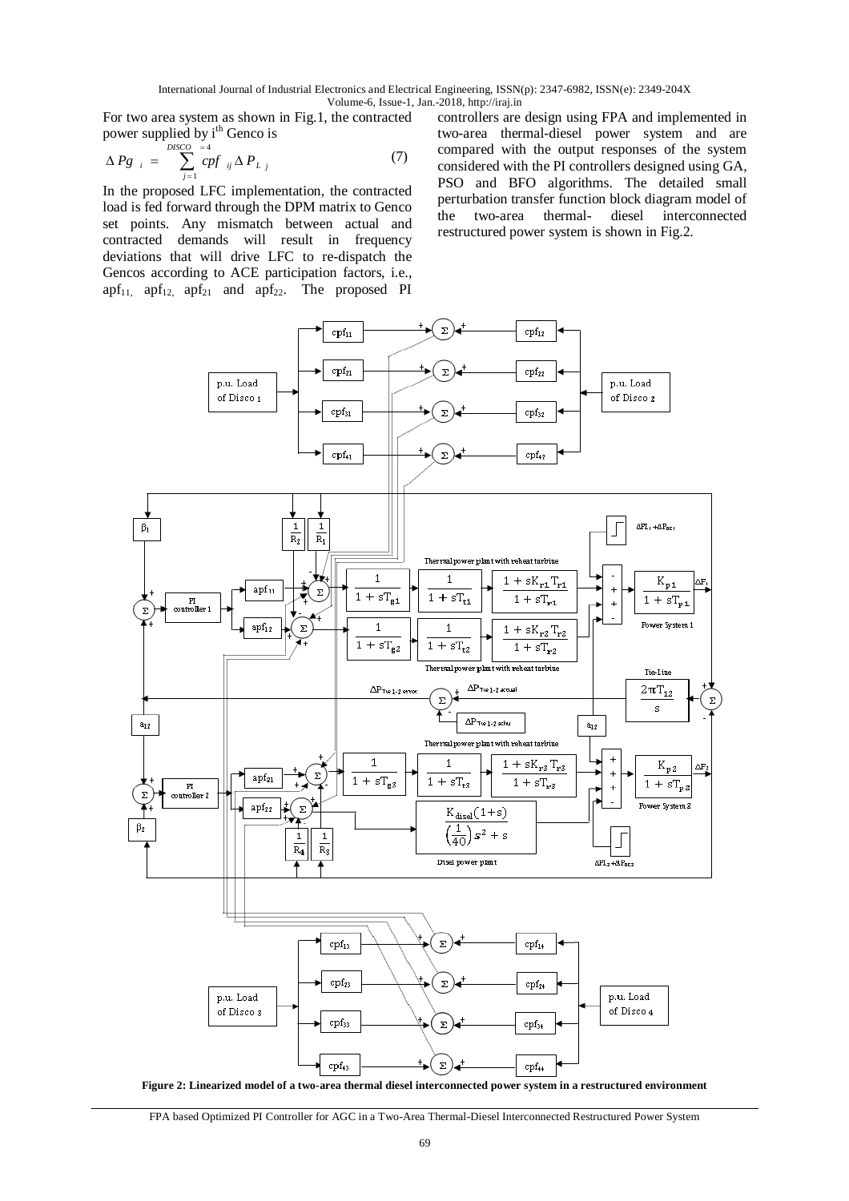For two area system as shown in Fig.1, the contracted power supplied by $i^{th}$ Genco is

$$\Delta Pg_i = \sum_{j=1}^{DISCO=4} cpf_{ij} \Delta P_{Lj} \quad (7)$$

In the proposed LFC implementation, the contracted load is fed forward through the DPM matrix to Genco set points. Any mismatch between actual and contracted demands will result in frequency deviations that will drive LFC to re-dispatch the Gencos according to ACE participation factors, i.e., $apf_{11}$, $apf_{12}$, $apf_{21}$ and $apf_{22}$. The proposed PI controllers are design using FPA and implemented in two-area thermal-diesel power system and are compared with the output responses of the system considered with the PI controllers designed using GA, PSO and BFO algorithms. The detailed small perturbation transfer function block diagram model of the two-area thermal- diesel interconnected restructured power system is shown in Fig.2.

**Figure 2: Linearized model of a two-area thermal diesel interconnected power system in a restructured environment**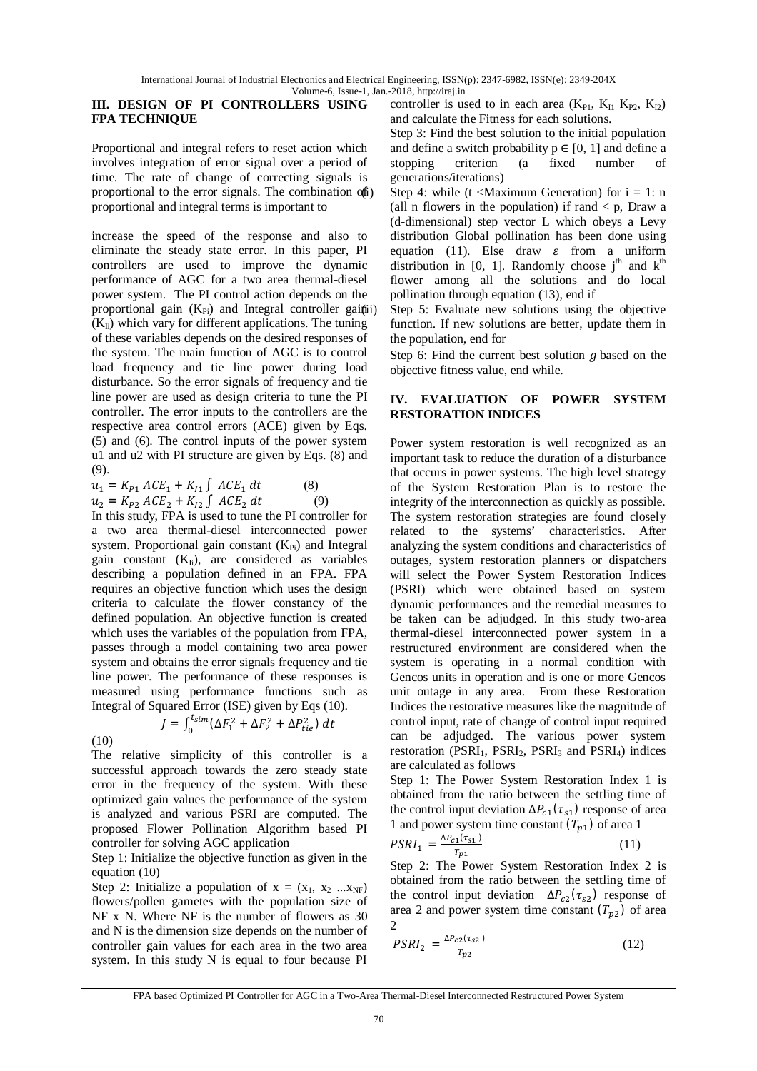## III. DESIGN OF PI CONTROLLERS USING FPA TECHNIQUE

Proportional and integral refers to reset action which involves integration of error signal over a period of time. The rate of change of correcting signals is proportional to the error signals. The combination of proportional and integral terms is important to

increase the speed of the response and also to eliminate the steady state error. In this paper, PI controllers are used to improve the dynamic performance of AGC for a two area thermal-diesel power system. The PI control action depends on the proportional gain ($K_{Pi}$) and Integral controller gain ($K_{Ii}$) which vary for different applications. The tuning of these variables depends on the desired responses of the system. The main function of AGC is to control load frequency and tie line power during load disturbance. So the error signals of frequency and tie line power are used as design criteria to tune the PI controller. The error inputs to the controllers are the respective area control errors (ACE) given by Eqs. (5) and (6). The control inputs of the power system u1 and u2 with PI structure are given by Eqs. (8) and (9).

$$u_1 = K_{P1}\, ACE_1 + K_{I1} \int ACE_1\, dt \qquad (8)$$

$$u_2 = K_{P2}\, ACE_2 + K_{I2} \int ACE_2\, dt \qquad (9)$$

In this study, FPA is used to tune the PI controller for a two area thermal-diesel interconnected power system. Proportional gain constant ($K_{Pi}$) and Integral gain constant ($K_{Ii}$), are considered as variables describing a population defined in an FPA. FPA requires an objective function which uses the design criteria to calculate the flower constancy of the defined population. An objective function is created which uses the variables of the population from FPA, passes through a model containing two area power system and obtains the error signals frequency and tie line power. The performance of these responses is measured using performance functions such as Integral of Squared Error (ISE) given by Eqs (10).

$$J = \int_0^{t_{sim}} (\Delta F_1^2 + \Delta F_2^2 + \Delta P_{tie}^2)\, dt \qquad (10)$$

The relative simplicity of this controller is a successful approach towards the zero steady state error in the frequency of the system. With these optimized gain values the performance of the system is analyzed and various PSRI are computed. The proposed Flower Pollination Algorithm based PI controller for solving AGC application

Step 1: Initialize the objective function as given in the equation (10)

Step 2: Initialize a population of $x = (x_1, x_2 ... x_{NF})$ flowers/pollen gametes with the population size of NF x N. Where NF is the number of flowers as 30 and N is the dimension size depends on the number of controller gain values for each area in the two area system. In this study N is equal to four because PI controller is used to in each area ($K_{P1}$, $K_{I1}$ $K_{P2}$, $K_{I2}$) and calculate the Fitness for each solutions.

Step 3: Find the best solution to the initial population and define a switch probability $p \in [0, 1]$ and define a stopping criterion (a fixed number of generations/iterations)

Step 4: while (t <Maximum Generation) for i = 1: n (all n flowers in the population) if rand < p, Draw a (d-dimensional) step vector L which obeys a Levy distribution Global pollination has been done using equation (11). Else draw $\varepsilon$ from a uniform distribution in [0, 1]. Randomly choose $j^{th}$ and $k^{th}$ flower among all the solutions and do local pollination through equation (13), end if

Step 5: Evaluate new solutions using the objective function. If new solutions are better, update them in the population, end for

Step 6: Find the current best solution *g* based on the objective fitness value, end while.

## IV. EVALUATION OF POWER SYSTEM RESTORATION INDICES

Power system restoration is well recognized as an important task to reduce the duration of a disturbance that occurs in power systems. The high level strategy of the System Restoration Plan is to restore the integrity of the interconnection as quickly as possible. The system restoration strategies are found closely related to the systems' characteristics. After analyzing the system conditions and characteristics of outages, system restoration planners or dispatchers will select the Power System Restoration Indices (PSRI) which were obtained based on system dynamic performances and the remedial measures to be taken can be adjudged. In this study two-area thermal-diesel interconnected power system in a restructured environment are considered when the system is operating in a normal condition with Gencos units in operation and is one or more Gencos unit outage in any area. From these Restoration Indices the restorative measures like the magnitude of control input, rate of change of control input required can be adjudged. The various power system restoration ($PSRI_1$, $PSRI_2$, $PSRI_3$ and $PSRI_4$) indices are calculated as follows

Step 1: The Power System Restoration Index 1 is obtained from the ratio between the settling time of the control input deviation $\Delta P_{c1}(\tau_{s1})$ response of area 1 and power system time constant $(T_{p1})$ of area 1

$$PSRI_1 = \frac{\Delta P_{c1}(\tau_{s1})}{T_{p1}} \qquad (11)$$

Step 2: The Power System Restoration Index 2 is obtained from the ratio between the settling time of the control input deviation $\Delta P_{c2}(\tau_{s2})$ response of area 2 and power system time constant $(T_{p2})$ of area 2

$$PSRI_2 = \frac{\Delta P_{c2}(\tau_{s2})}{T_{p2}} \qquad (12)$$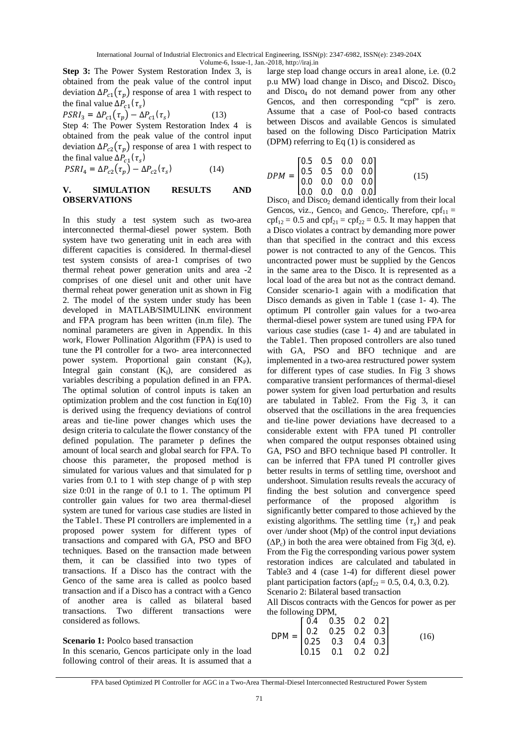**Step 3:** The Power System Restoration Index 3, is obtained from the peak value of the control input deviation $\Delta P_{c1}(\tau_p)$ response of area 1 with respect to the final value $\Delta P_{c1}(\tau_s)$

$$PSRI_3 = \Delta P_{c1}(\tau_p) - \Delta P_{c1}(\tau_s) \quad (13)$$

Step 4: The Power System Restoration Index 4 is obtained from the peak value of the control input deviation $\Delta P_{c2}(\tau_p)$ response of area 1 with respect to the final value $\Delta P_{c1}(\tau_s)$

$$PSRI_4 = \Delta P_{c2}(\tau_p) - \Delta P_{c2}(\tau_s) \quad (14)$$

## V. SIMULATION RESULTS AND OBSERVATIONS

In this study a test system such as two-area interconnected thermal-diesel power system. Both system have two generating unit in each area with different capacities is considered. In thermal-diesel test system consists of area-1 comprises of two thermal reheat power generation units and area -2 comprises of one diesel unit and other unit have thermal reheat power generation unit as shown in Fig 2. The model of the system under study has been developed in MATLAB/SIMULINK environment and FPA program has been written (in.m file). The nominal parameters are given in Appendix. In this work, Flower Pollination Algorithm (FPA) is used to tune the PI controller for a two- area interconnected power system. Proportional gain constant ($K_P$), Integral gain constant ($K_I$), are considered as variables describing a population defined in an FPA. The optimal solution of control inputs is taken an optimization problem and the cost function in Eq(10) is derived using the frequency deviations of control areas and tie-line power changes which uses the design criteria to calculate the flower constancy of the defined population. The parameter p defines the amount of local search and global search for FPA. To choose this parameter, the proposed method is simulated for various values and that simulated for p varies from 0.1 to 1 with step change of p with step size 0:01 in the range of 0.1 to 1. The optimum PI controller gain values for two area thermal-diesel system are tuned for various case studies are listed in the Table1. These PI controllers are implemented in a proposed power system for different types of transactions and compared with GA, PSO and BFO techniques. Based on the transaction made between them, it can be classified into two types of transactions. If a Disco has the contract with the Genco of the same area is called as poolco based transaction and if a Disco has a contract with a Genco of another area is called as bilateral based transactions. Two different transactions were considered as follows.

**Scenario 1:** Poolco based transaction

In this scenario, Gencos participate only in the load following control of their areas. It is assumed that a large step load change occurs in area1 alone, i.e. (0.2 p.u MW) load change in $Disco_1$ and Disco2. $Disco_3$ and $Disco_4$ do not demand power from any other Gencos, and then corresponding "cpf" is zero. Assume that a case of Pool-co based contracts between Discos and available Gencos is simulated based on the following Disco Participation Matrix (DPM) referring to Eq (1) is considered as

$$DPM = \begin{bmatrix} 0.5 & 0.5 & 0.0 & 0.0 \\ 0.5 & 0.5 & 0.0 & 0.0 \\ 0.0 & 0.0 & 0.0 & 0.0 \\ 0.0 & 0.0 & 0.0 & 0.0 \end{bmatrix} \quad (15)$$

$Disco_1$ and $Disco_2$ demand identically from their local Gencos, viz., $Genco_1$ and $Genco_2$. Therefore, $cpf_{11} = cpf_{12} = 0.5$ and $cpf_{21} = cpf_{22} = 0.5$. It may happen that a Disco violates a contract by demanding more power than that specified in the contract and this excess power is not contracted to any of the Gencos. This uncontracted power must be supplied by the Gencos in the same area to the Disco. It is represented as a local load of the area but not as the contract demand. Consider scenario-1 again with a modification that Disco demands as given in Table 1 (case 1- 4). The optimum PI controller gain values for a two-area thermal-diesel power system are tuned using FPA for various case studies (case 1- 4) and are tabulated in the Table1. Then proposed controllers are also tuned with GA, PSO and BFO technique and are implemented in a two-area restructured power system for different types of case studies. In Fig 3 shows comparative transient performances of thermal-diesel power system for given load perturbation and results are tabulated in Table2. From the Fig 3, it can observed that the oscillations in the area frequencies and tie-line power deviations have decreased to a considerable extent with FPA tuned PI controller when compared the output responses obtained using GA, PSO and BFO technique based PI controller. It can be inferred that FPA tuned PI controller gives better results in terms of settling time, overshoot and undershoot. Simulation results reveals the accuracy of finding the best solution and convergence speed performance of the proposed algorithm is significantly better compared to those achieved by the existing algorithms. The settling time $(\tau_s)$ and peak over /under shoot (Mp) of the control input deviations ($\Delta P_c$) in both the area were obtained from Fig 3(d, e). From the Fig the corresponding various power system restoration indices are calculated and tabulated in Table3 and 4 (case 1-4) for different diesel power plant participation factors ($apf_{22}$ = 0.5, 0.4, 0.3, 0.2).

Scenario 2: Bilateral based transaction

All Discos contracts with the Gencos for power as per the following DPM,

$$DPM = \begin{bmatrix} 0.4 & 0.35 & 0.2 & 0.2 \\ 0.2 & 0.25 & 0.2 & 0.3 \\ 0.25 & 0.3 & 0.4 & 0.3 \\ 0.15 & 0.1 & 0.2 & 0.2 \end{bmatrix} \quad (16)$$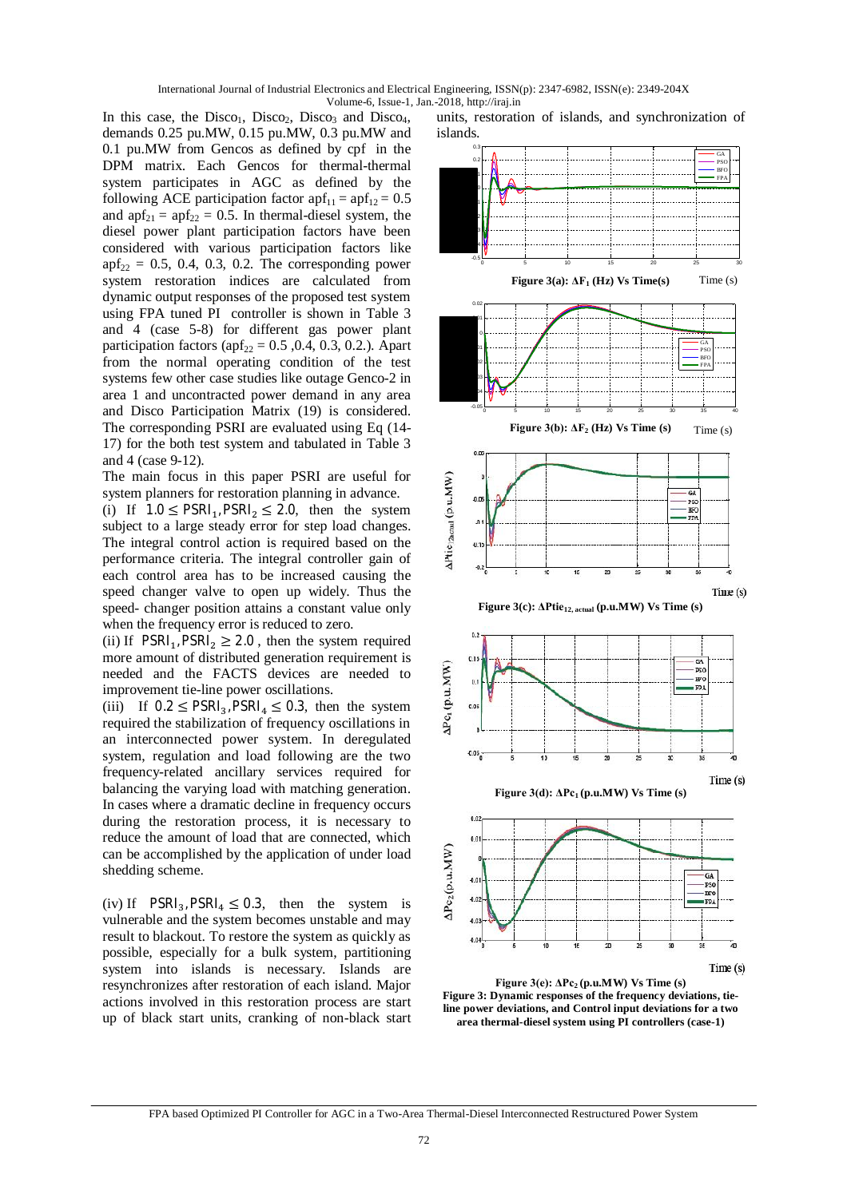In this case, the $Disco_1$, $Disco_2$, $Disco_3$ and $Disco_4$, demands 0.25 pu.MW, 0.15 pu.MW, 0.3 pu.MW and 0.1 pu.MW from Gencos as defined by cpf in the DPM matrix. Each Gencos for thermal-thermal system participates in AGC as defined by the following ACE participation factor $apf_{11} = apf_{12} = 0.5$ and $apf_{21} = apf_{22} = 0.5$. In thermal-diesel system, the diesel power plant participation factors have been considered with various participation factors like $apf_{22} = 0.5, 0.4, 0.3, 0.2$. The corresponding power system restoration indices are calculated from dynamic output responses of the proposed test system using FPA tuned PI controller is shown in Table 3 and 4 (case 5-8) for different gas power plant participation factors ($apf_{22} = 0.5$ ,0.4, 0.3, 0.2.). Apart from the normal operating condition of the test systems few other case studies like outage Genco-2 in area 1 and uncontracted power demand in any area and Disco Participation Matrix (19) is considered. The corresponding PSRI are evaluated using Eq (14-17) for the both test system and tabulated in Table 3 and 4 (case 9-12).

The main focus in this paper PSRI are useful for system planners for restoration planning in advance.

(i) If $1.0 \leq PSRI_1, PSRI_2 \leq 2.0$, then the system subject to a large steady error for step load changes. The integral control action is required based on the performance criteria. The integral controller gain of each control area has to be increased causing the speed changer valve to open up widely. Thus the speed- changer position attains a constant value only when the frequency error is reduced to zero.

(ii) If $PSRI_1, PSRI_2 \geq 2.0$ , then the system required more amount of distributed generation requirement is needed and the FACTS devices are needed to improvement tie-line power oscillations.

(iii) If $0.2 \leq PSRI_3, PSRI_4 \leq 0.3$, then the system required the stabilization of frequency oscillations in an interconnected power system. In deregulated system, regulation and load following are the two frequency-related ancillary services required for balancing the varying load with matching generation. In cases where a dramatic decline in frequency occurs during the restoration process, it is necessary to reduce the amount of load that are connected, which can be accomplished by the application of under load shedding scheme.

(iv) If $PSRI_3, PSRI_4 \leq 0.3$, then the system is vulnerable and the system becomes unstable and may result to blackout. To restore the system as quickly as possible, especially for a bulk system, partitioning system into islands is necessary. Islands are resynchronizes after restoration of each island. Major actions involved in this restoration process are start up of black start units, cranking of non-black start units, restoration of islands, and synchronization of islands.

**Figure 3(a): $\Delta F_1$ (Hz) Vs Time(s)**

**Figure 3(b): $\Delta F_2$ (Hz) Vs Time (s)**

**Figure 3(c): $\Delta Ptie_{12, actual}$ (p.u.MW) Vs Time (s)**

**Figure 3(d): $\Delta Pc_1$ (p.u.MW) Vs Time (s)**

**Figure 3(e): $\Delta Pc_2$ (p.u.MW) Vs Time (s)**

**Figure 3: Dynamic responses of the frequency deviations, tie-line power deviations, and Control input deviations for a two area thermal-diesel system using PI controllers (case-1)**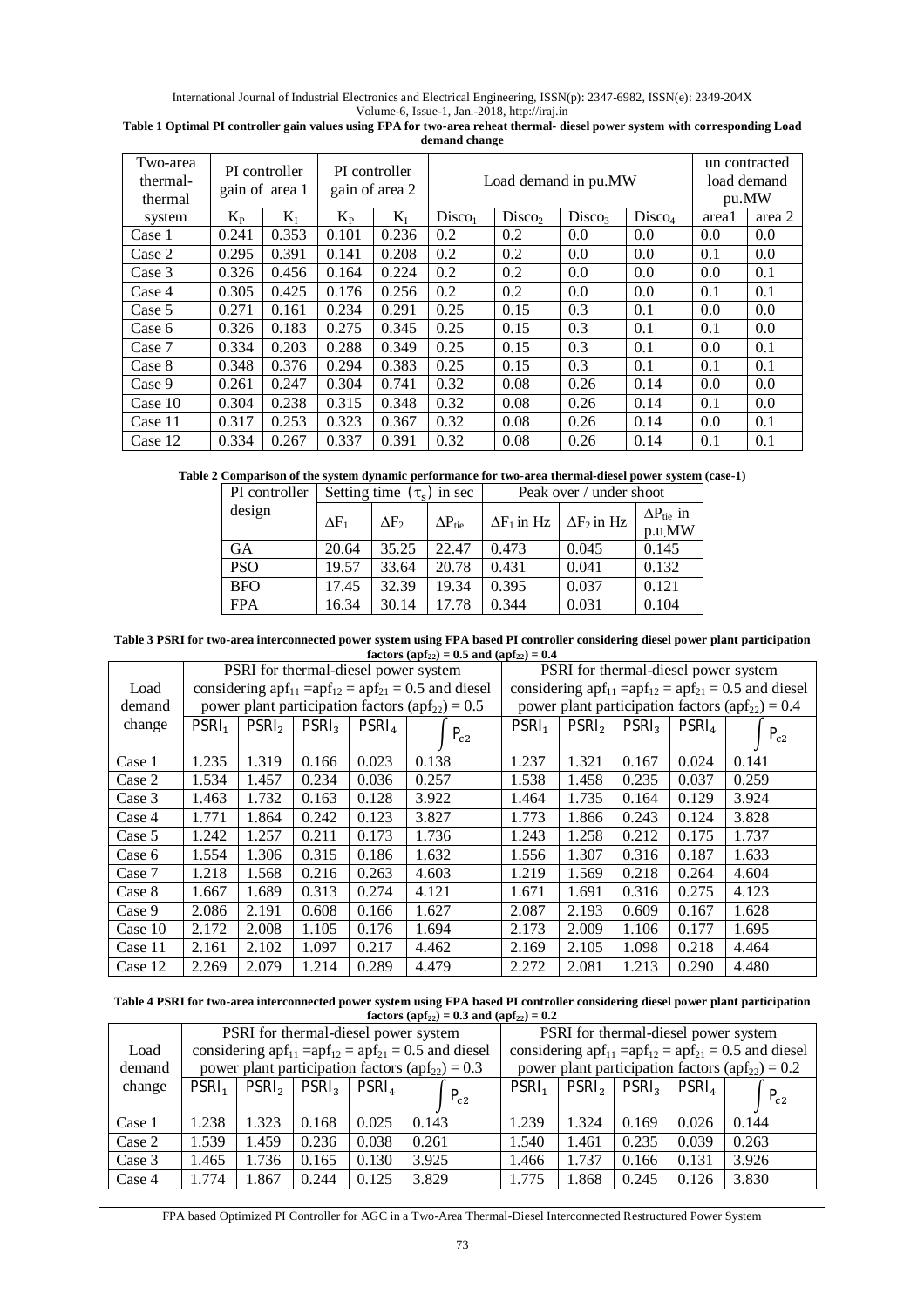**Table 1 Optimal PI controller gain values using FPA for two-area reheat thermal- diesel power system with corresponding Load demand change**

| Two-area thermal-thermal system | PI controller gain of area 1 | | PI controller gain of area 2 | | Load demand in pu.MW | | | | un contracted load demand pu.MW | |
|---|---|---|---|---|---|---|---|---|---|---|
| | $K_P$ | $K_I$ | $K_P$ | $K_I$ | $Disco_1$ | $Disco_2$ | $Disco_3$ | $Disco_4$ | area1 | area 2 |
| Case 1 | 0.241 | 0.353 | 0.101 | 0.236 | 0.2 | 0.2 | 0.0 | 0.0 | 0.0 | 0.0 |
| Case 2 | 0.295 | 0.391 | 0.141 | 0.208 | 0.2 | 0.2 | 0.0 | 0.0 | 0.1 | 0.0 |
| Case 3 | 0.326 | 0.456 | 0.164 | 0.224 | 0.2 | 0.2 | 0.0 | 0.0 | 0.0 | 0.1 |
| Case 4 | 0.305 | 0.425 | 0.176 | 0.256 | 0.2 | 0.2 | 0.0 | 0.0 | 0.1 | 0.1 |
| Case 5 | 0.271 | 0.161 | 0.234 | 0.291 | 0.25 | 0.15 | 0.3 | 0.1 | 0.0 | 0.0 |
| Case 6 | 0.326 | 0.183 | 0.275 | 0.345 | 0.25 | 0.15 | 0.3 | 0.1 | 0.1 | 0.0 |
| Case 7 | 0.334 | 0.203 | 0.288 | 0.349 | 0.25 | 0.15 | 0.3 | 0.1 | 0.0 | 0.1 |
| Case 8 | 0.348 | 0.376 | 0.294 | 0.383 | 0.25 | 0.15 | 0.3 | 0.1 | 0.1 | 0.1 |
| Case 9 | 0.261 | 0.247 | 0.304 | 0.741 | 0.32 | 0.08 | 0.26 | 0.14 | 0.0 | 0.0 |
| Case 10 | 0.304 | 0.238 | 0.315 | 0.348 | 0.32 | 0.08 | 0.26 | 0.14 | 0.1 | 0.0 |
| Case 11 | 0.317 | 0.253 | 0.323 | 0.367 | 0.32 | 0.08 | 0.26 | 0.14 | 0.0 | 0.1 |
| Case 12 | 0.334 | 0.267 | 0.337 | 0.391 | 0.32 | 0.08 | 0.26 | 0.14 | 0.1 | 0.1 |

**Table 2 Comparison of the system dynamic performance for two-area thermal-diesel power system (case-1)**

| PI controller design | Setting time ($\tau_s$) in sec | | | Peak over / under shoot | | |
|---|---|---|---|---|---|---|
| | $\Delta F_1$ | $\Delta F_2$ | $\Delta P_{tie}$ | $\Delta F_1$ in Hz | $\Delta F_2$ in Hz | $\Delta P_{tie}$ in p.u.MW |
| GA | 20.64 | 35.25 | 22.47 | 0.473 | 0.045 | 0.145 |
| PSO | 19.57 | 33.64 | 20.78 | 0.431 | 0.041 | 0.132 |
| BFO | 17.45 | 32.39 | 19.34 | 0.395 | 0.037 | 0.121 |
| FPA | 16.34 | 30.14 | 17.78 | 0.344 | 0.031 | 0.104 |

**Table 3 PSRI for two-area interconnected power system using FPA based PI controller considering diesel power plant participation factors ($apf_{22}$) = 0.5 and ($apf_{22}$) = 0.4**

| Load demand change | PSRI for thermal-diesel power system considering $apf_{11} = apf_{12} = apf_{21} = 0.5$ and diesel power plant participation factors ($apf_{22}$) = 0.5 | | | | | PSRI for thermal-diesel power system considering $apf_{11} = apf_{12} = apf_{21} = 0.5$ and diesel power plant participation factors ($apf_{22}$) = 0.4 | | | | |
|---|---|---|---|---|---|---|---|---|---|---|
| | $PSRI_1$ | $PSRI_2$ | $PSRI_3$ | $PSRI_4$ | $\int P_{c2}$ | $PSRI_1$ | $PSRI_2$ | $PSRI_3$ | $PSRI_4$ | $\int P_{c2}$ |
| Case 1 | 1.235 | 1.319 | 0.166 | 0.023 | 0.138 | 1.237 | 1.321 | 0.167 | 0.024 | 0.141 |
| Case 2 | 1.534 | 1.457 | 0.234 | 0.036 | 0.257 | 1.538 | 1.458 | 0.235 | 0.037 | 0.259 |
| Case 3 | 1.463 | 1.732 | 0.163 | 0.128 | 3.922 | 1.464 | 1.735 | 0.164 | 0.129 | 3.924 |
| Case 4 | 1.771 | 1.864 | 0.242 | 0.123 | 3.827 | 1.773 | 1.866 | 0.243 | 0.124 | 3.828 |
| Case 5 | 1.242 | 1.257 | 0.211 | 0.173 | 1.736 | 1.243 | 1.258 | 0.212 | 0.175 | 1.737 |
| Case 6 | 1.554 | 1.306 | 0.315 | 0.186 | 1.632 | 1.556 | 1.307 | 0.316 | 0.187 | 1.633 |
| Case 7 | 1.218 | 1.568 | 0.216 | 0.263 | 4.603 | 1.219 | 1.569 | 0.218 | 0.264 | 4.604 |
| Case 8 | 1.667 | 1.689 | 0.313 | 0.274 | 4.121 | 1.671 | 1.691 | 0.316 | 0.275 | 4.123 |
| Case 9 | 2.086 | 2.191 | 0.608 | 0.166 | 1.627 | 2.087 | 2.193 | 0.609 | 0.167 | 1.628 |
| Case 10 | 2.172 | 2.008 | 1.105 | 0.176 | 1.694 | 2.173 | 2.009 | 1.106 | 0.177 | 1.695 |
| Case 11 | 2.161 | 2.102 | 1.097 | 0.217 | 4.462 | 2.169 | 2.105 | 1.098 | 0.218 | 4.464 |
| Case 12 | 2.269 | 2.079 | 1.214 | 0.289 | 4.479 | 2.272 | 2.081 | 1.213 | 0.290 | 4.480 |

**Table 4 PSRI for two-area interconnected power system using FPA based PI controller considering diesel power plant participation factors ($apf_{22}$) = 0.3 and ($apf_{22}$) = 0.2**

| Load demand change | PSRI for thermal-diesel power system considering $apf_{11} = apf_{12} = apf_{21} = 0.5$ and diesel power plant participation factors ($apf_{22}$) = 0.3 | | | | | PSRI for thermal-diesel power system considering $apf_{11} = apf_{12} = apf_{21} = 0.5$ and diesel power plant participation factors ($apf_{22}$) = 0.2 | | | | |
|---|---|---|---|---|---|---|---|---|---|---|
| | $PSRI_1$ | $PSRI_2$ | $PSRI_3$ | $PSRI_4$ | $\int P_{c2}$ | $PSRI_1$ | $PSRI_2$ | $PSRI_3$ | $PSRI_4$ | $\int P_{c2}$ |
| Case 1 | 1.238 | 1.323 | 0.168 | 0.025 | 0.143 | 1.239 | 1.324 | 0.169 | 0.026 | 0.144 |
| Case 2 | 1.539 | 1.459 | 0.236 | 0.038 | 0.261 | 1.540 | 1.461 | 0.235 | 0.039 | 0.263 |
| Case 3 | 1.465 | 1.736 | 0.165 | 0.130 | 3.925 | 1.466 | 1.737 | 0.166 | 0.131 | 3.926 |
| Case 4 | 1.774 | 1.867 | 0.244 | 0.125 | 3.829 | 1.775 | 1.868 | 0.245 | 0.126 | 3.830 |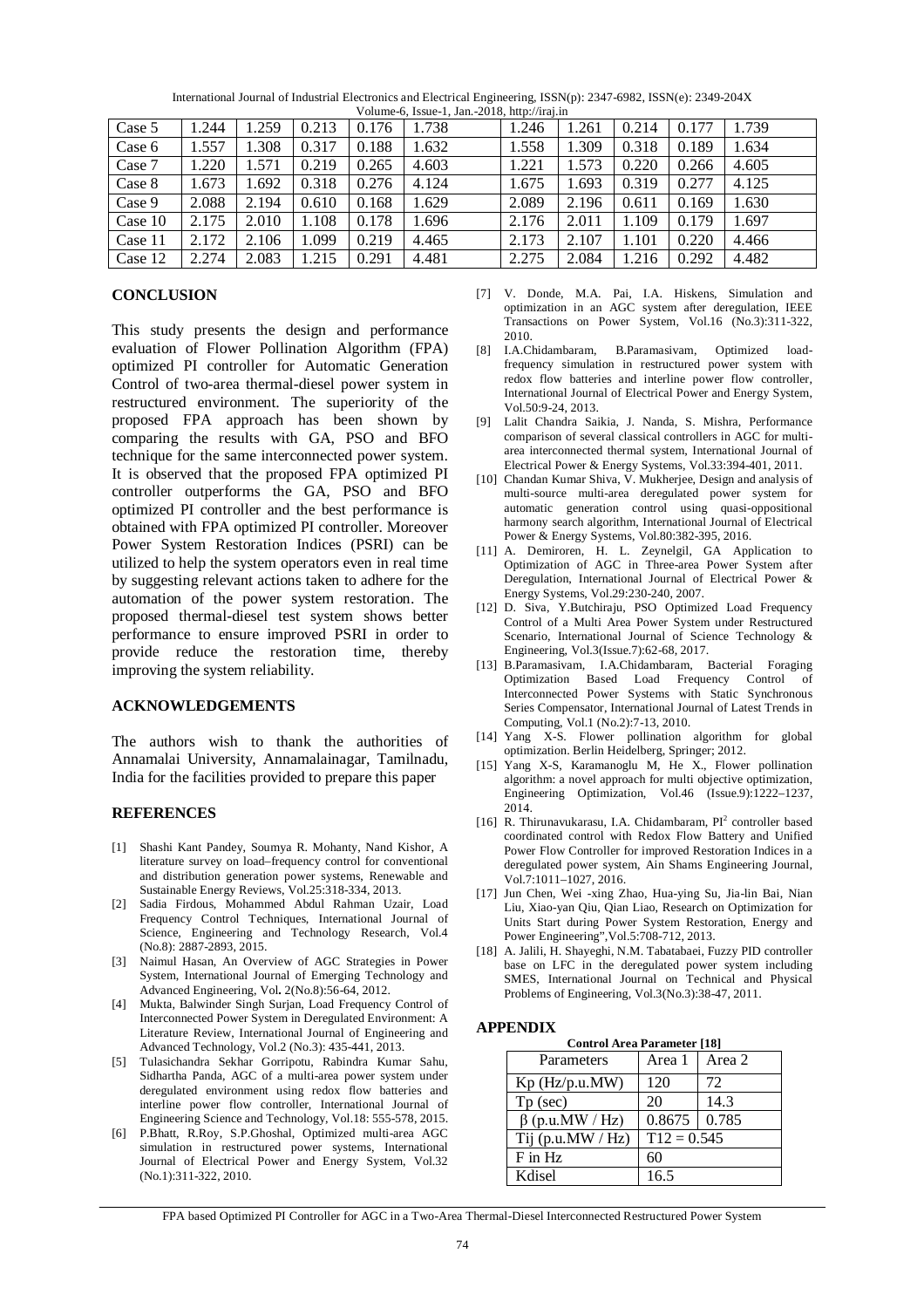| Case 5 | 1.244 | 1.259 | 0.213 | 0.176 | 1.738 | 1.246 | 1.261 | 0.214 | 0.177 | 1.739 |
|---|---|---|---|---|---|---|---|---|---|---|
| Case 6 | 1.557 | 1.308 | 0.317 | 0.188 | 1.632 | 1.558 | 1.309 | 0.318 | 0.189 | 1.634 |
| Case 7 | 1.220 | 1.571 | 0.219 | 0.265 | 4.603 | 1.221 | 1.573 | 0.220 | 0.266 | 4.605 |
| Case 8 | 1.673 | 1.692 | 0.318 | 0.276 | 4.124 | 1.675 | 1.693 | 0.319 | 0.277 | 4.125 |
| Case 9 | 2.088 | 2.194 | 0.610 | 0.168 | 1.629 | 2.089 | 2.196 | 0.611 | 0.169 | 1.630 |
| Case 10 | 2.175 | 2.010 | 1.108 | 0.178 | 1.696 | 2.176 | 2.011 | 1.109 | 0.179 | 1.697 |
| Case 11 | 2.172 | 2.106 | 1.099 | 0.219 | 4.465 | 2.173 | 2.107 | 1.101 | 0.220 | 4.466 |
| Case 12 | 2.274 | 2.083 | 1.215 | 0.291 | 4.481 | 2.275 | 2.084 | 1.216 | 0.292 | 4.482 |

## CONCLUSION

This study presents the design and performance evaluation of Flower Pollination Algorithm (FPA) optimized PI controller for Automatic Generation Control of two-area thermal-diesel power system in restructured environment. The superiority of the proposed FPA approach has been shown by comparing the results with GA, PSO and BFO technique for the same interconnected power system. It is observed that the proposed FPA optimized PI controller outperforms the GA, PSO and BFO optimized PI controller and the best performance is obtained with FPA optimized PI controller. Moreover Power System Restoration Indices (PSRI) can be utilized to help the system operators even in real time by suggesting relevant actions taken to adhere for the automation of the power system restoration. The proposed thermal-diesel test system shows better performance to ensure improved PSRI in order to provide reduce the restoration time, thereby improving the system reliability.

## ACKNOWLEDGEMENTS

The authors wish to thank the authorities of Annamalai University, Annamalainagar, Tamilnadu, India for the facilities provided to prepare this paper

## REFERENCES

[1] Shashi Kant Pandey, Soumya R. Mohanty, Nand Kishor, A literature survey on load–frequency control for conventional and distribution generation power systems, Renewable and Sustainable Energy Reviews, Vol.25:318-334, 2013.

[2] Sadia Firdous, Mohammed Abdul Rahman Uzair, Load Frequency Control Techniques, International Journal of Science, Engineering and Technology Research, Vol.4 (No.8): 2887-2893, 2015.

[3] Naimul Hasan, An Overview of AGC Strategies in Power System, International Journal of Emerging Technology and Advanced Engineering, Vol**.** 2(No.8):56-64, 2012.

[4] Mukta, Balwinder Singh Surjan, Load Frequency Control of Interconnected Power System in Deregulated Environment: A Literature Review, International Journal of Engineering and Advanced Technology, Vol.2 (No.3): 435-441, 2013.

[5] Tulasichandra Sekhar Gorripotu, Rabindra Kumar Sahu, Sidhartha Panda, AGC of a multi-area power system under deregulated environment using redox flow batteries and interline power flow controller, International Journal of Engineering Science and Technology, Vol.18: 555-578, 2015.

[6] P.Bhatt, R.Roy, S.P.Ghoshal, Optimized multi-area AGC simulation in restructured power systems, International Journal of Electrical Power and Energy System, Vol.32 (No.1):311-322, 2010.

[7] V. Donde, M.A. Pai, I.A. Hiskens, Simulation and optimization in an AGC system after deregulation, IEEE Transactions on Power System, Vol.16 (No.3):311-322, 2010.

[8] I.A.Chidambaram, B.Paramasivam, Optimized load-frequency simulation in restructured power system with redox flow batteries and interline power flow controller, International Journal of Electrical Power and Energy System, Vol.50:9-24, 2013.

[9] Lalit Chandra Saikia, J. Nanda, S. Mishra, Performance comparison of several classical controllers in AGC for multi-area interconnected thermal system, International Journal of Electrical Power & Energy Systems, Vol.33:394-401, 2011.

[10] Chandan Kumar Shiva, V. Mukherjee, Design and analysis of multi-source multi-area deregulated power system for automatic generation control using quasi-oppositional harmony search algorithm, International Journal of Electrical Power & Energy Systems, Vol.80:382-395, 2016.

[11] A. Demiroren, H. L. Zeynelgil, GA Application to Optimization of AGC in Three-area Power System after Deregulation, International Journal of Electrical Power & Energy Systems, Vol.29:230-240, 2007.

[12] D. Siva, Y.Butchiraju, PSO Optimized Load Frequency Control of a Multi Area Power System under Restructured Scenario, International Journal of Science Technology & Engineering, Vol.3(Issue.7):62-68, 2017.

[13] B.Paramasivam, I.A.Chidambaram, Bacterial Foraging Optimization Based Load Frequency Control of Interconnected Power Systems with Static Synchronous Series Compensator, International Journal of Latest Trends in Computing, Vol.1 (No.2):7-13, 2010.

[14] Yang X-S. Flower pollination algorithm for global optimization. Berlin Heidelberg, Springer; 2012.

[15] Yang X-S, Karamanoglu M, He X., Flower pollination algorithm: a novel approach for multi objective optimization, Engineering Optimization, Vol.46 (Issue.9):1222–1237, 2014.

[16] R. Thirunavukarasu, I.A. Chidambaram, $PI^2$ controller based coordinated control with Redox Flow Battery and Unified Power Flow Controller for improved Restoration Indices in a deregulated power system, Ain Shams Engineering Journal, Vol.7:1011–1027, 2016.

[17] Jun Chen, Wei -xing Zhao, Hua-ying Su, Jia-lin Bai, Nian Liu, Xiao-yan Qiu, Qian Liao, Research on Optimization for Units Start during Power System Restoration, Energy and Power Engineering", Vol.5:708-712, 2013.

[18] A. Jalili, H. Shayeghi, N.M. Tabatabaei, Fuzzy PID controller base on LFC in the deregulated power system including SMES, International Journal on Technical and Physical Problems of Engineering, Vol.3(No.3):38-47, 2011.

## APPENDIX

**Control Area Parameter [18]**

| Parameters | Area 1 | Area 2 |
|---|---|---|
| Kp (Hz/p.u.MW) | 120 | 72 |
| Tp (sec) | 20 | 14.3 |
| $\beta$ (p.u.MW / Hz) | 0.8675 | 0.785 |
| Tij (p.u.MW / Hz) | T12 = 0.545 | |
| F in Hz | 60 | |
| Kdisel | 16.5 | |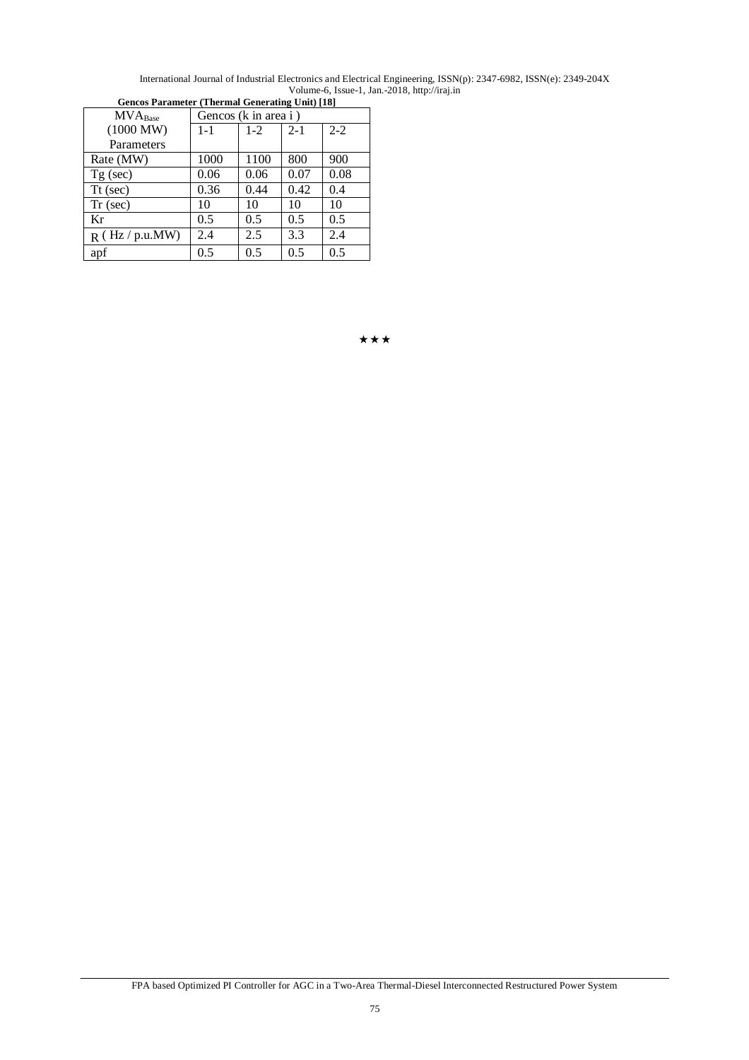**Gencos Parameter (Thermal Generating Unit) [18]**

| $MVA_{Base}$ (1000 MW) Parameters | Gencos (k in area i ) | | | |
|---|---|---|---|---|
| | 1-1 | 1-2 | 2-1 | 2-2 |
| Rate (MW) | 1000 | 1100 | 800 | 900 |
| Tg (sec) | 0.06 | 0.06 | 0.07 | 0.08 |
| Tt (sec) | 0.36 | 0.44 | 0.42 | 0.4 |
| Tr (sec) | 10 | 10 | 10 | 10 |
| Kr | 0.5 | 0.5 | 0.5 | 0.5 |
| R ( Hz / p.u.MW) | 2.4 | 2.5 | 3.3 | 2.4 |
| apf | 0.5 | 0.5 | 0.5 | 0.5 |

★★★